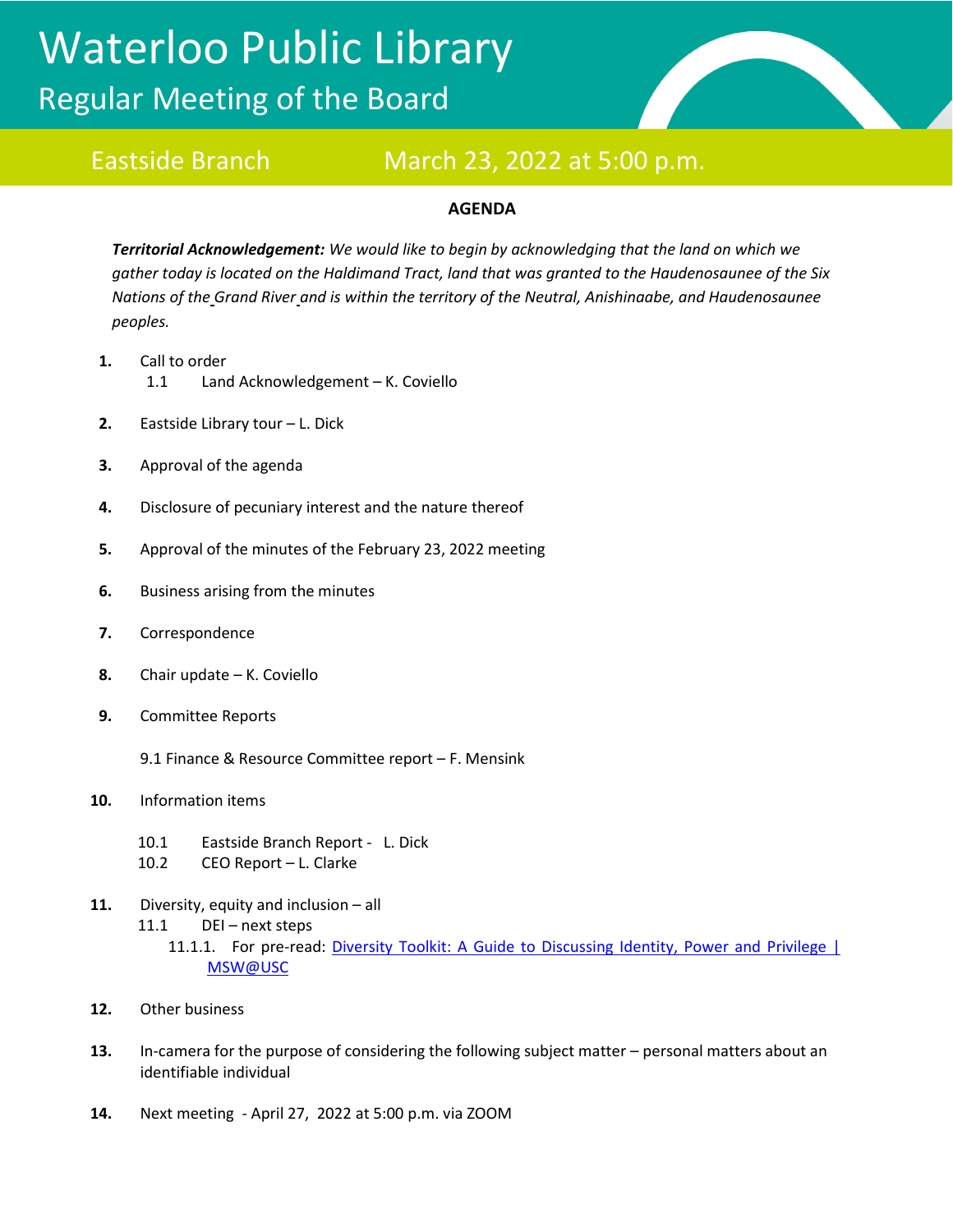# Waterloo Public Library

## Regular Meeting of the Board

**Eastside Branch** March 23, 2022 at 5:00 p.m.

### AGENDA

***Territorial Acknowledgement:*** *We would like to begin by acknowledging that the land on which we gather today is located on the Haldimand Tract, land that was granted to the Haudenosaunee of the Six Nations of the Grand River and is within the territory of the Neutral, Anishinaabe, and Haudenosaunee peoples.*

**1.** Call to order
   1.1 Land Acknowledgement – K. Coviello

**2.** Eastside Library tour – L. Dick

**3.** Approval of the agenda

**4.** Disclosure of pecuniary interest and the nature thereof

**5.** Approval of the minutes of the February 23, 2022 meeting

**6.** Business arising from the minutes

**7.** Correspondence

**8.** Chair update – K. Coviello

**9.** Committee Reports

   9.1 Finance & Resource Committee report – F. Mensink

**10.** Information items

   10.1 Eastside Branch Report - L. Dick
   10.2 CEO Report – L. Clarke

**11.** Diversity, equity and inclusion – all
   11.1 DEI – next steps
      11.1.1. For pre-read: Diversity Toolkit: A Guide to Discussing Identity, Power and Privilege | MSW@USC

**12.** Other business

**13.** In-camera for the purpose of considering the following subject matter – personal matters about an identifiable individual

**14.** Next meeting - April 27, 2022 at 5:00 p.m. via ZOOM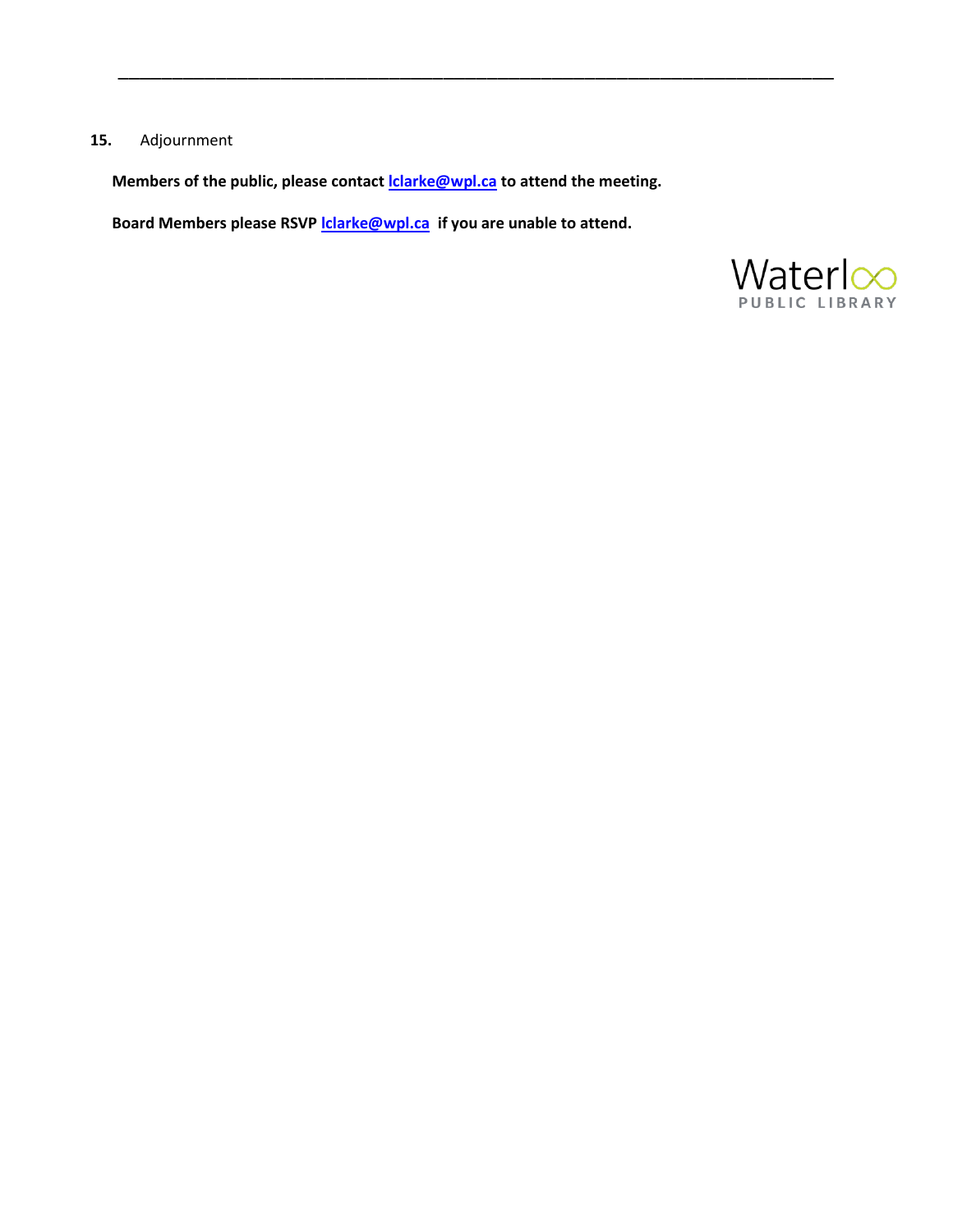---

**15.** Adjournment

**Members of the public, please contact [lclarke@wpl.ca](mailto:lclarke@wpl.ca) to attend the meeting.**

**Board Members please RSVP [lclarke@wpl.ca](mailto:lclarke@wpl.ca) if you are unable to attend.**

Waterloo
PUBLIC LIBRARY